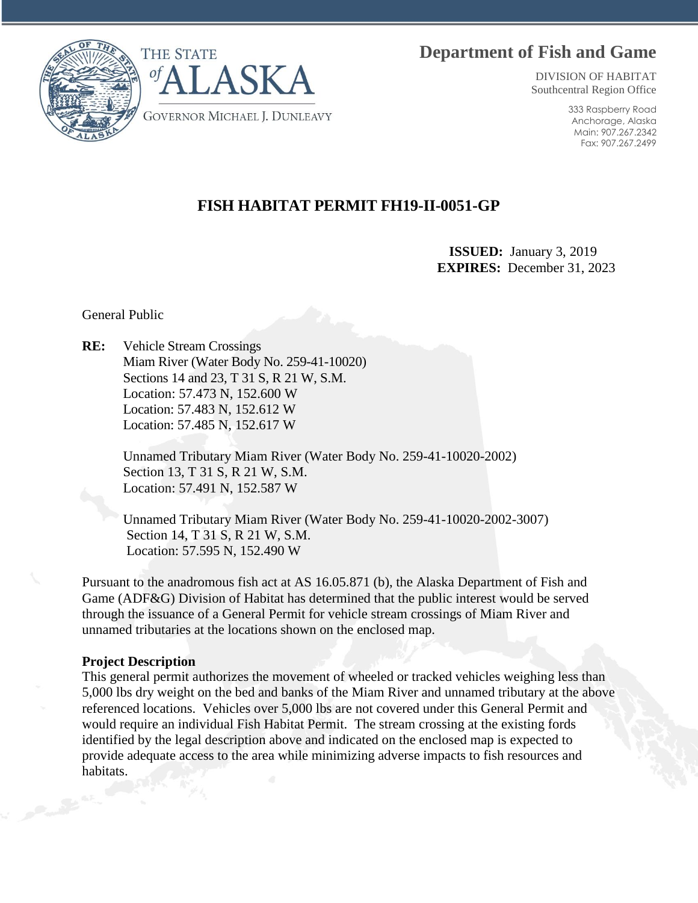THE STATE of ALASKA

GOVERNOR MICHAEL J. DUNLEAVY

**Department of Fish and Game**

DIVISION OF HABITAT
Southcentral Region Office

333 Raspberry Road
Anchorage, Alaska
Main: 907.267.2342
Fax: 907.267.2499

# FISH HABITAT PERMIT FH19-II-0051-GP

**ISSUED:** January 3, 2019
**EXPIRES:** December 31, 2023

General Public

**RE:** Vehicle Stream Crossings
Miam River (Water Body No. 259-41-10020)
Sections 14 and 23, T 31 S, R 21 W, S.M.
Location: 57.473 N, 152.600 W
Location: 57.483 N, 152.612 W
Location: 57.485 N, 152.617 W

Unnamed Tributary Miam River (Water Body No. 259-41-10020-2002)
Section 13, T 31 S, R 21 W, S.M.
Location: 57.491 N, 152.587 W

Unnamed Tributary Miam River (Water Body No. 259-41-10020-2002-3007)
Section 14, T 31 S, R 21 W, S.M.
Location: 57.595 N, 152.490 W

Pursuant to the anadromous fish act at AS 16.05.871 (b), the Alaska Department of Fish and Game (ADF&G) Division of Habitat has determined that the public interest would be served through the issuance of a General Permit for vehicle stream crossings of Miam River and unnamed tributaries at the locations shown on the enclosed map.

**Project Description**
This general permit authorizes the movement of wheeled or tracked vehicles weighing less than 5,000 lbs dry weight on the bed and banks of the Miam River and unnamed tributary at the above referenced locations. Vehicles over 5,000 lbs are not covered under this General Permit and would require an individual Fish Habitat Permit. The stream crossing at the existing fords identified by the legal description above and indicated on the enclosed map is expected to provide adequate access to the area while minimizing adverse impacts to fish resources and habitats.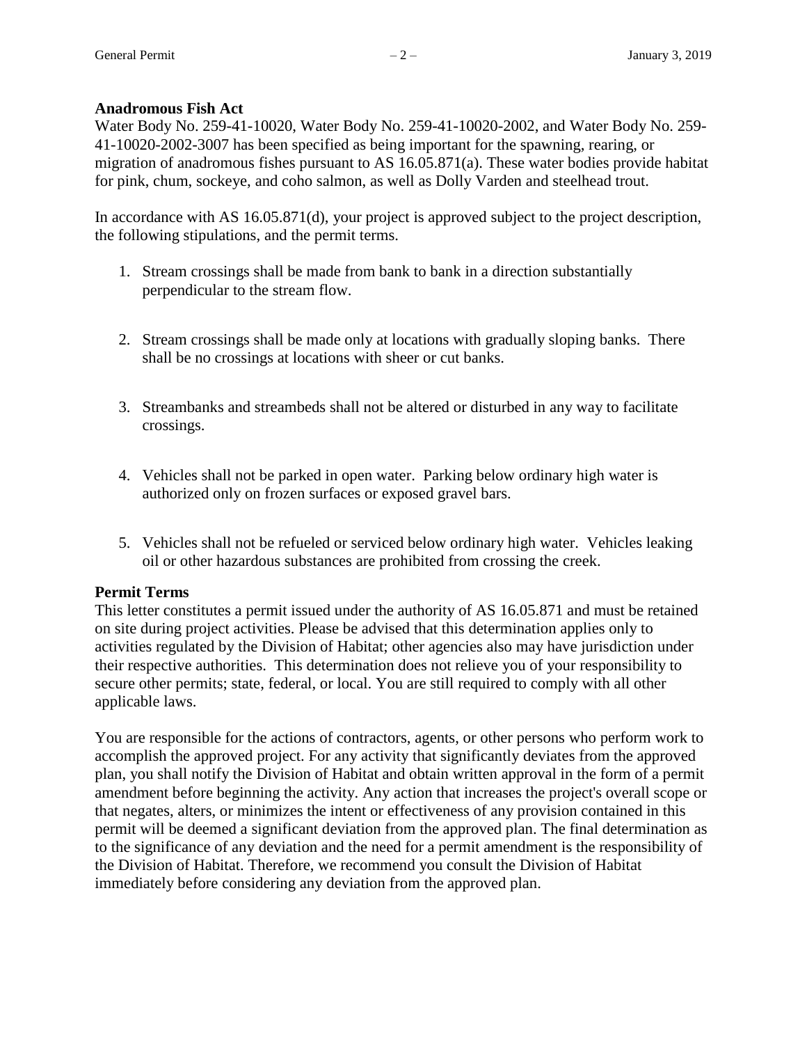**Anadromous Fish Act**

Water Body No. 259-41-10020, Water Body No. 259-41-10020-2002, and Water Body No. 259-41-10020-2002-3007 has been specified as being important for the spawning, rearing, or migration of anadromous fishes pursuant to AS 16.05.871(a). These water bodies provide habitat for pink, chum, sockeye, and coho salmon, as well as Dolly Varden and steelhead trout.

In accordance with AS 16.05.871(d), your project is approved subject to the project description, the following stipulations, and the permit terms.

1. Stream crossings shall be made from bank to bank in a direction substantially perpendicular to the stream flow.
2. Stream crossings shall be made only at locations with gradually sloping banks. There shall be no crossings at locations with sheer or cut banks.
3. Streambanks and streambeds shall not be altered or disturbed in any way to facilitate crossings.
4. Vehicles shall not be parked in open water. Parking below ordinary high water is authorized only on frozen surfaces or exposed gravel bars.
5. Vehicles shall not be refueled or serviced below ordinary high water. Vehicles leaking oil or other hazardous substances are prohibited from crossing the creek.

**Permit Terms**

This letter constitutes a permit issued under the authority of AS 16.05.871 and must be retained on site during project activities. Please be advised that this determination applies only to activities regulated by the Division of Habitat; other agencies also may have jurisdiction under their respective authorities. This determination does not relieve you of your responsibility to secure other permits; state, federal, or local. You are still required to comply with all other applicable laws.

You are responsible for the actions of contractors, agents, or other persons who perform work to accomplish the approved project. For any activity that significantly deviates from the approved plan, you shall notify the Division of Habitat and obtain written approval in the form of a permit amendment before beginning the activity. Any action that increases the project's overall scope or that negates, alters, or minimizes the intent or effectiveness of any provision contained in this permit will be deemed a significant deviation from the approved plan. The final determination as to the significance of any deviation and the need for a permit amendment is the responsibility of the Division of Habitat. Therefore, we recommend you consult the Division of Habitat immediately before considering any deviation from the approved plan.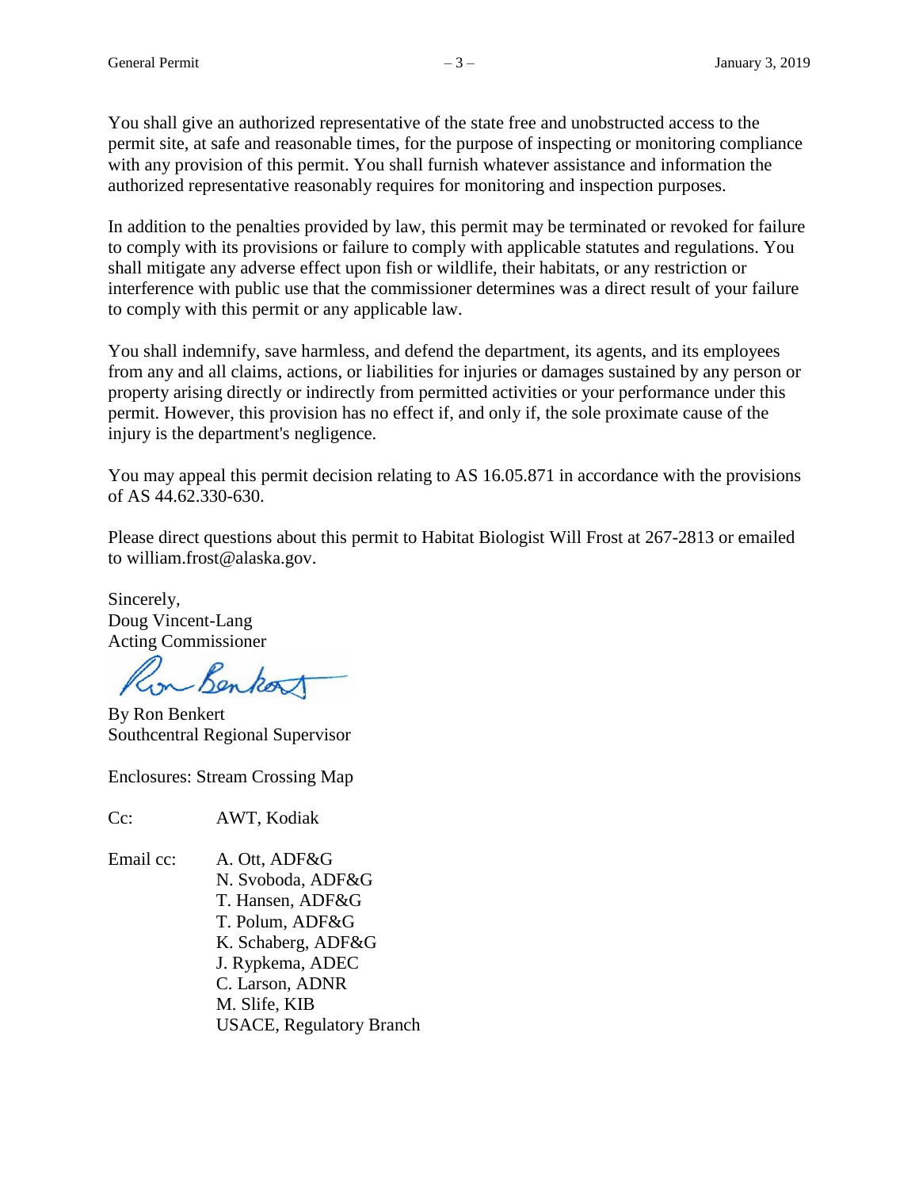You shall give an authorized representative of the state free and unobstructed access to the permit site, at safe and reasonable times, for the purpose of inspecting or monitoring compliance with any provision of this permit. You shall furnish whatever assistance and information the authorized representative reasonably requires for monitoring and inspection purposes.

In addition to the penalties provided by law, this permit may be terminated or revoked for failure to comply with its provisions or failure to comply with applicable statutes and regulations. You shall mitigate any adverse effect upon fish or wildlife, their habitats, or any restriction or interference with public use that the commissioner determines was a direct result of your failure to comply with this permit or any applicable law.

You shall indemnify, save harmless, and defend the department, its agents, and its employees from any and all claims, actions, or liabilities for injuries or damages sustained by any person or property arising directly or indirectly from permitted activities or your performance under this permit. However, this provision has no effect if, and only if, the sole proximate cause of the injury is the department's negligence.

You may appeal this permit decision relating to AS 16.05.871 in accordance with the provisions of AS 44.62.330-630.

Please direct questions about this permit to Habitat Biologist Will Frost at 267-2813 or emailed to william.frost@alaska.gov.

Sincerely,
Doug Vincent-Lang
Acting Commissioner

By Ron Benkert
Southcentral Regional Supervisor

Enclosures: Stream Crossing Map

Cc: AWT, Kodiak

Email cc: A. Ott, ADF&G
N. Svoboda, ADF&G
T. Hansen, ADF&G
T. Polum, ADF&G
K. Schaberg, ADF&G
J. Rypkema, ADEC
C. Larson, ADNR
M. Slife, KIB
USACE, Regulatory Branch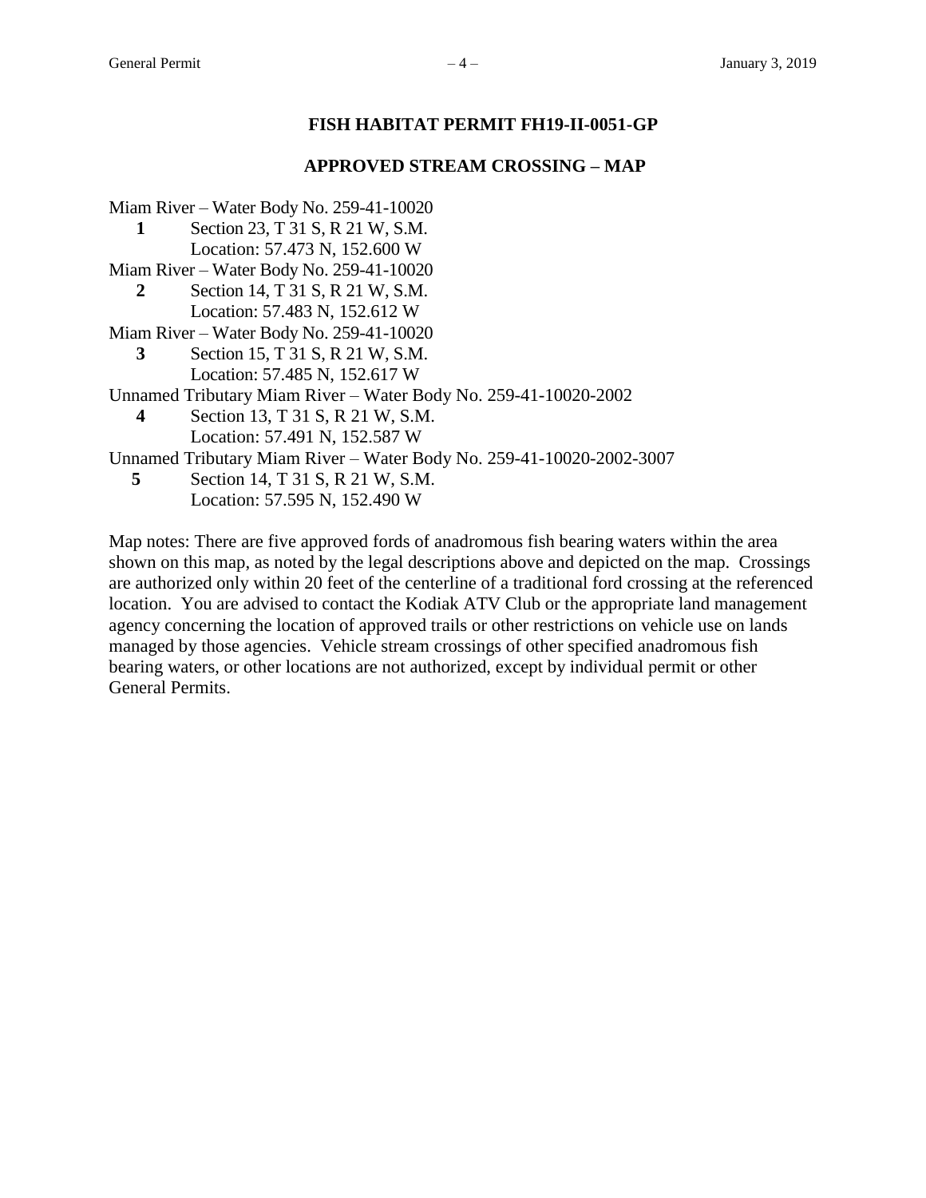## FISH HABITAT PERMIT FH19-II-0051-GP

### APPROVED STREAM CROSSING – MAP

Miam River – Water Body No. 259-41-10020

**1** Section 23, T 31 S, R 21 W, S.M.
Location: 57.473 N, 152.600 W

Miam River – Water Body No. 259-41-10020

**2** Section 14, T 31 S, R 21 W, S.M.
Location: 57.483 N, 152.612 W

Miam River – Water Body No. 259-41-10020

**3** Section 15, T 31 S, R 21 W, S.M.
Location: 57.485 N, 152.617 W

Unnamed Tributary Miam River – Water Body No. 259-41-10020-2002

**4** Section 13, T 31 S, R 21 W, S.M.
Location: 57.491 N, 152.587 W

Unnamed Tributary Miam River – Water Body No. 259-41-10020-2002-3007

**5** Section 14, T 31 S, R 21 W, S.M.
Location: 57.595 N, 152.490 W

Map notes: There are five approved fords of anadromous fish bearing waters within the area shown on this map, as noted by the legal descriptions above and depicted on the map. Crossings are authorized only within 20 feet of the centerline of a traditional ford crossing at the referenced location. You are advised to contact the Kodiak ATV Club or the appropriate land management agency concerning the location of approved trails or other restrictions on vehicle use on lands managed by those agencies. Vehicle stream crossings of other specified anadromous fish bearing waters, or other locations are not authorized, except by individual permit or other General Permits.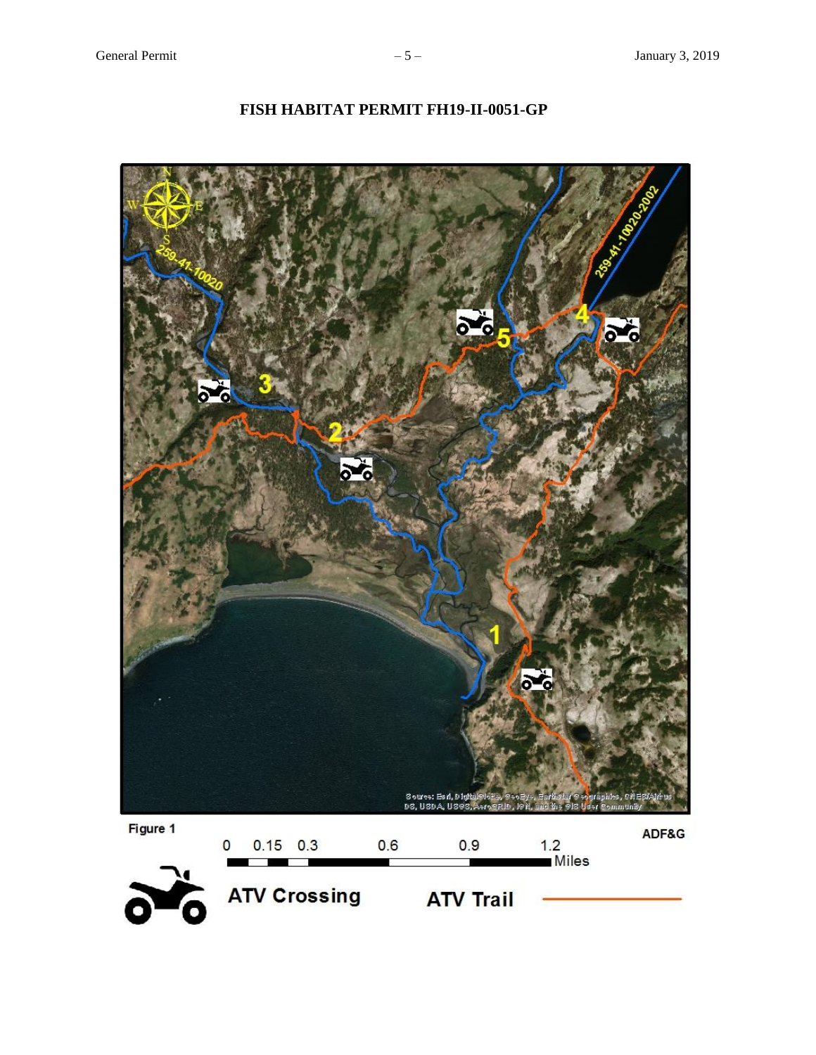# FISH HABITAT PERMIT FH19-II-0051-GP

259-41-10020

259-41-10020-2002

1

2

3

4

5

Source: Esri, DigitalGlobe, GeoEye, Earthstar Geographics, CNES/Airbus DS, USDA, USGS, AeroGRID, IGN, and the GIS User Community

Figure 1

ADF&G

0 0.15 0.3 0.6 0.9 1.2 Miles

ATV Crossing

ATV Trail